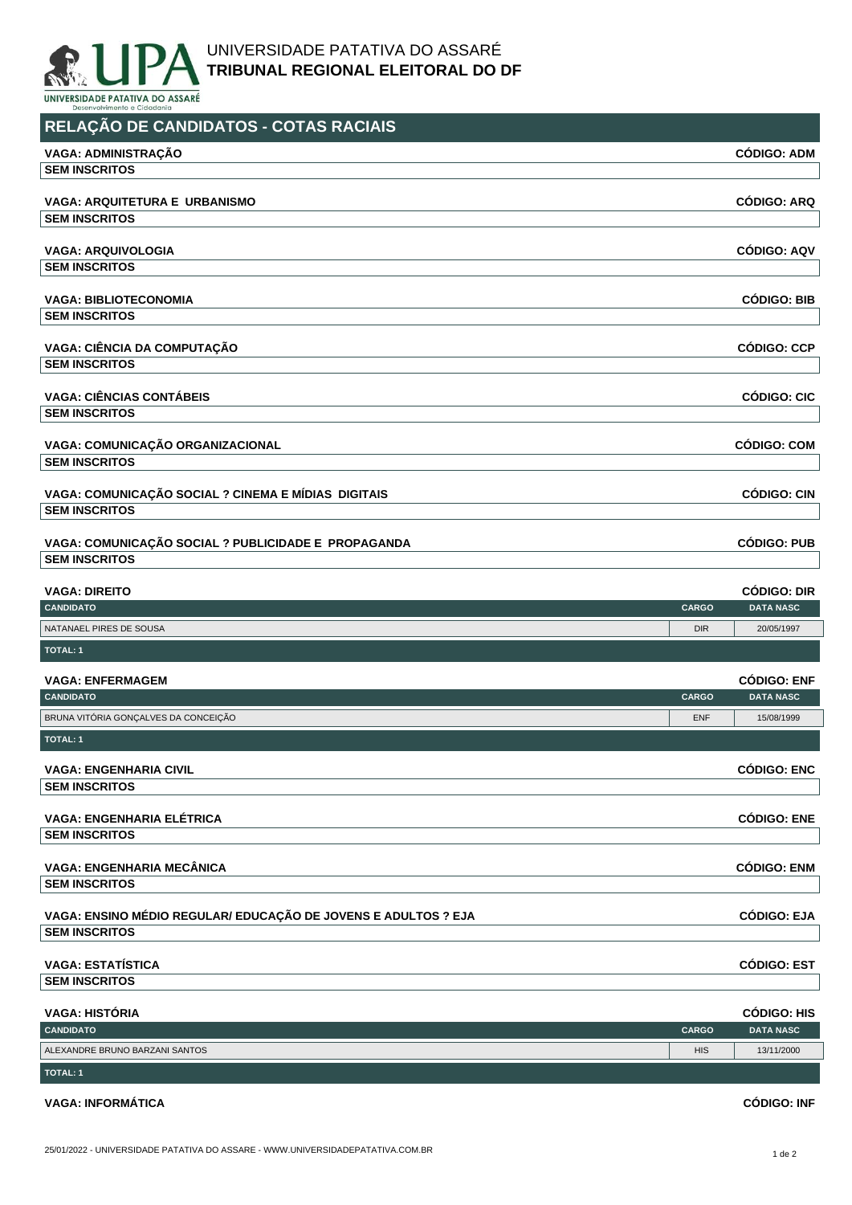UNIVERSIDADE PATATIVA DO ASSARÉ
**TRIBUNAL REGIONAL ELEITORAL DO DF**

# RELAÇÃO DE CANDIDATOS - COTAS RACIAIS

**VAGA: ADMINISTRAÇÃO** — **CÓDIGO: ADM**

**SEM INSCRITOS**

**VAGA: ARQUITETURA E URBANISMO** — **CÓDIGO: ARQ**

**SEM INSCRITOS**

**VAGA: ARQUIVOLOGIA** — **CÓDIGO: AQV**

**SEM INSCRITOS**

**VAGA: BIBLIOTECONOMIA** — **CÓDIGO: BIB**

**SEM INSCRITOS**

**VAGA: CIÊNCIA DA COMPUTAÇÃO** — **CÓDIGO: CCP**

**SEM INSCRITOS**

**VAGA: CIÊNCIAS CONTÁBEIS** — **CÓDIGO: CIC**

**SEM INSCRITOS**

**VAGA: COMUNICAÇÃO ORGANIZACIONAL** — **CÓDIGO: COM**

**SEM INSCRITOS**

**VAGA: COMUNICAÇÃO SOCIAL ? CINEMA E MÍDIAS DIGITAIS** — **CÓDIGO: CIN**

**SEM INSCRITOS**

**VAGA: COMUNICAÇÃO SOCIAL ? PUBLICIDADE E PROPAGANDA** — **CÓDIGO: PUB**

**SEM INSCRITOS**

**VAGA: DIREITO** — **CÓDIGO: DIR**

| CANDIDATO | CARGO | DATA NASC |
|---|---|---|
| NATANAEL PIRES DE SOUSA | DIR | 20/05/1997 |
| **TOTAL: 1** | | |

**VAGA: ENFERMAGEM** — **CÓDIGO: ENF**

| CANDIDATO | CARGO | DATA NASC |
|---|---|---|
| BRUNA VITÓRIA GONÇALVES DA CONCEIÇÃO | ENF | 15/08/1999 |
| **TOTAL: 1** | | |

**VAGA: ENGENHARIA CIVIL** — **CÓDIGO: ENC**

**SEM INSCRITOS**

**VAGA: ENGENHARIA ELÉTRICA** — **CÓDIGO: ENE**

**SEM INSCRITOS**

**VAGA: ENGENHARIA MECÂNICA** — **CÓDIGO: ENM**

**SEM INSCRITOS**

**VAGA: ENSINO MÉDIO REGULAR/ EDUCAÇÃO DE JOVENS E ADULTOS ? EJA** — **CÓDIGO: EJA**

**SEM INSCRITOS**

**VAGA: ESTATÍSTICA** — **CÓDIGO: EST**

**SEM INSCRITOS**

**VAGA: HISTÓRIA** — **CÓDIGO: HIS**

| CANDIDATO | CARGO | DATA NASC |
|---|---|---|
| ALEXANDRE BRUNO BARZANI SANTOS | HIS | 13/11/2000 |
| **TOTAL: 1** | | |

**VAGA: INFORMÁTICA** — **CÓDIGO: INF**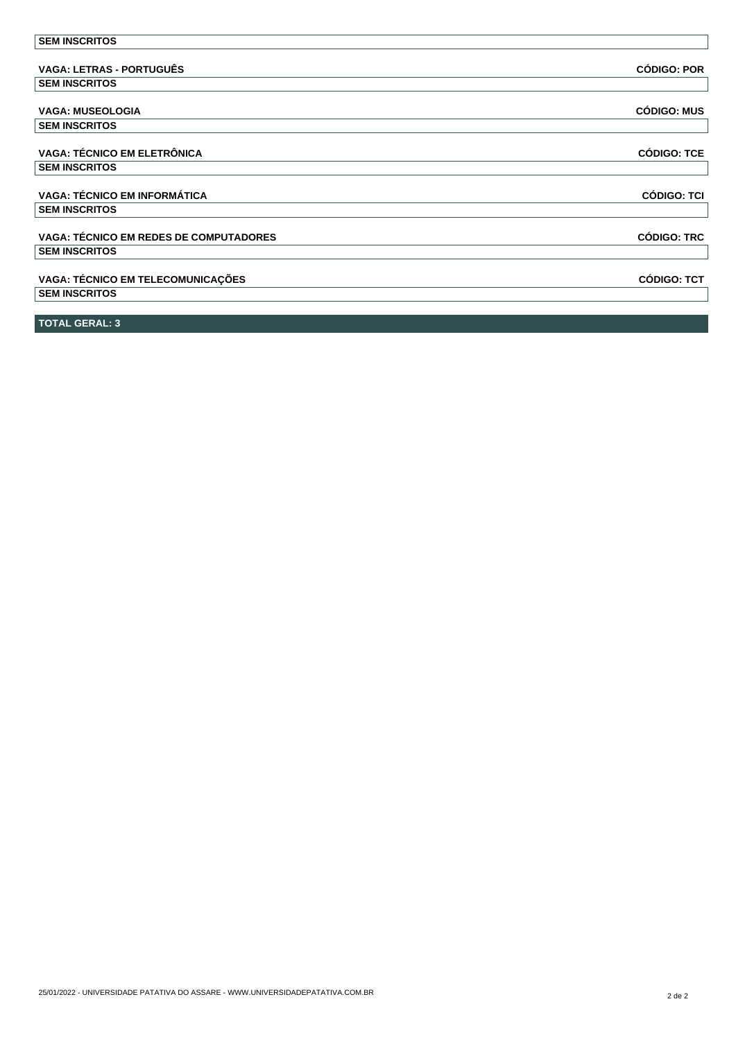SEM INSCRITOS

**VAGA: LETRAS - PORTUGUÊS** **CÓDIGO: POR**

SEM INSCRITOS

**VAGA: MUSEOLOGIA** **CÓDIGO: MUS**

SEM INSCRITOS

**VAGA: TÉCNICO EM ELETRÔNICA** **CÓDIGO: TCE**

SEM INSCRITOS

**VAGA: TÉCNICO EM INFORMÁTICA** **CÓDIGO: TCI**

SEM INSCRITOS

**VAGA: TÉCNICO EM REDES DE COMPUTADORES** **CÓDIGO: TRC**

SEM INSCRITOS

**VAGA: TÉCNICO EM TELECOMUNICAÇÕES** **CÓDIGO: TCT**

SEM INSCRITOS

**TOTAL GERAL: 3**